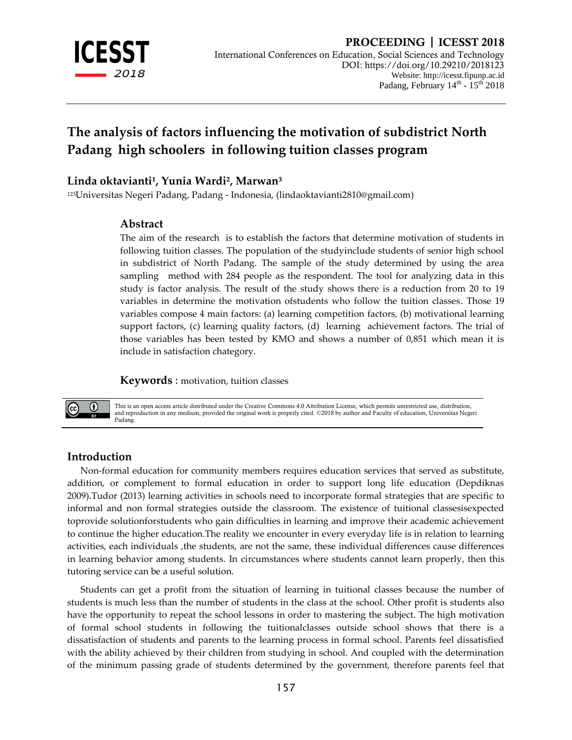# The analysis of factors influencing the motivation of subdistrict North Padang high schoolers in following tuition classes program

**Linda oktavianti[1], Yunia Wardi[2], Marwan[3]**

[123]Universitas Negeri Padang, Padang - Indonesia, (lindaoktavianti2810@gmail.com)

## Abstract

The aim of the research is to establish the factors that determine motivation of students in following tuition classes. The population of the studyinclude students of senior high school in subdistrict of North Padang. The sample of the study determined by using the area sampling method with 284 people as the respondent. The tool for analyzing data in this study is factor analysis. The result of the study shows there is a reduction from 20 to 19 variables in determine the motivation ofstudents who follow the tuition classes. Those 19 variables compose 4 main factors: (a) learning competition factors, (b) motivational learning support factors, (c) learning quality factors, (d) learning achievement factors. The trial of those variables has been tested by KMO and shows a number of 0,851 which mean it is include in satisfaction chategory.

**Keywords** : motivation, tuition classes

This is an open access article distributed under the Creative Commons 4.0 Attribution License, which permits unrestricted use, distribution, and reproduction in any medium, provided the original work is properly cited. ©2018 by author and Faculty of education, Universitas Negeri Padang.

## Introduction

Non-formal education for community members requires education services that served as substitute, addition, or complement to formal education in order to support long life education (Depdiknas 2009).Tudor (2013) learning activities in schools need to incorporate formal strategies that are specific to informal and non formal strategies outside the classroom. The existence of tuitional classesisexpected toprovide solutionforstudents who gain difficulties in learning and improve their academic achievement to continue the higher education.The reality we encounter in every everyday life is in relation to learning activities, each individuals ,the students, are not the same, these individual differences cause differences in learning behavior among students. In circumstances where students cannot learn properly, then this tutoring service can be a useful solution.

Students can get a profit from the situation of learning in tuitional classes because the number of students is much less than the number of students in the class at the school. Other profit is students also have the opportunity to repeat the school lessons in order to mastering the subject. The high motivation of formal school students in following the tuitionalclasses outside school shows that there is a dissatisfaction of students and parents to the learning process in formal school. Parents feel dissatisfied with the ability achieved by their children from studying in school. And coupled with the determination of the minimum passing grade of students determined by the government, therefore parents feel that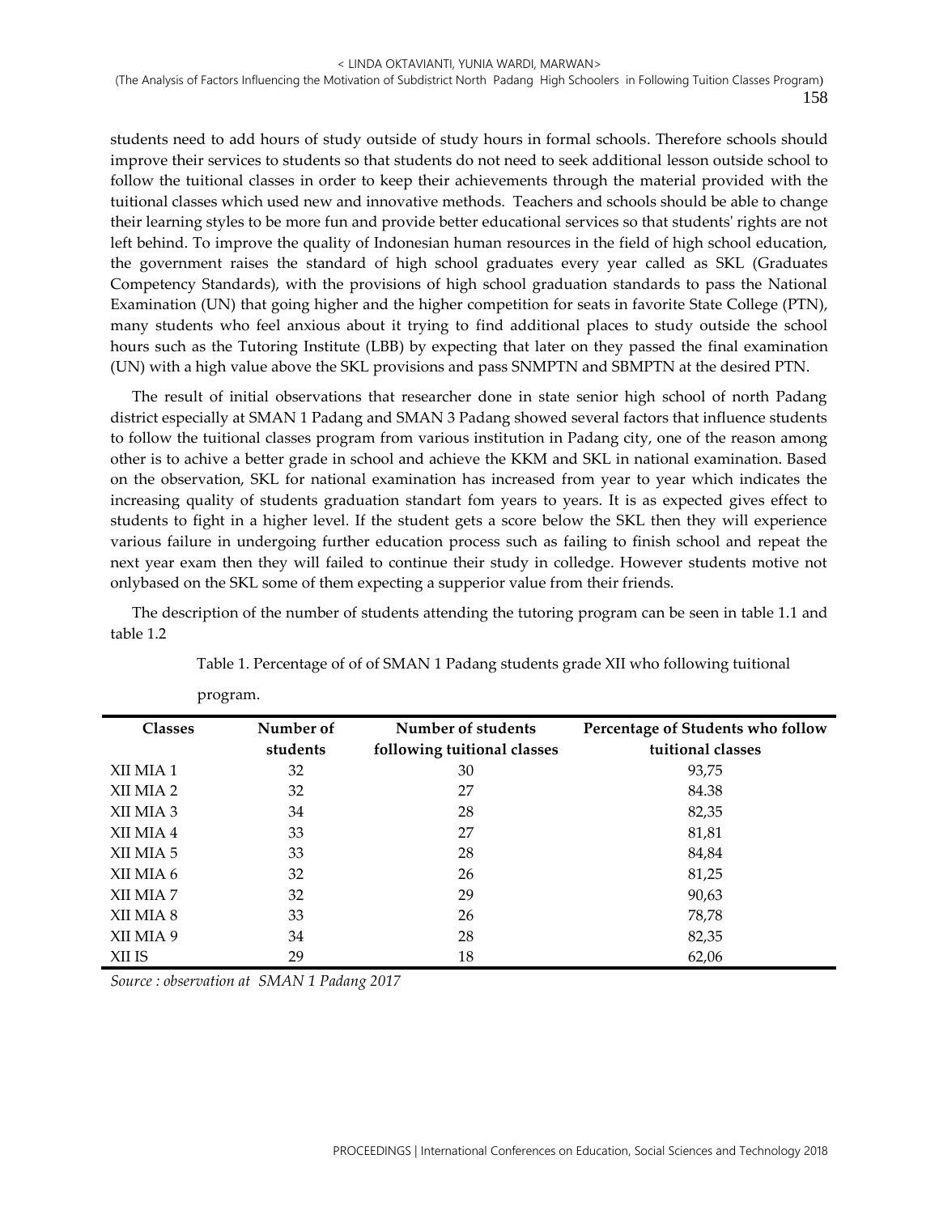students need to add hours of study outside of study hours in formal schools. Therefore schools should improve their services to students so that students do not need to seek additional lesson outside school to follow the tuitional classes in order to keep their achievements through the material provided with the tuitional classes which used new and innovative methods. Teachers and schools should be able to change their learning styles to be more fun and provide better educational services so that students' rights are not left behind. To improve the quality of Indonesian human resources in the field of high school education, the government raises the standard of high school graduates every year called as SKL (Graduates Competency Standards), with the provisions of high school graduation standards to pass the National Examination (UN) that going higher and the higher competition for seats in favorite State College (PTN), many students who feel anxious about it trying to find additional places to study outside the school hours such as the Tutoring Institute (LBB) by expecting that later on they passed the final examination (UN) with a high value above the SKL provisions and pass SNMPTN and SBMPTN at the desired PTN.

The result of initial observations that researcher done in state senior high school of north Padang district especially at SMAN 1 Padang and SMAN 3 Padang showed several factors that influence students to follow the tuitional classes program from various institution in Padang city, one of the reason among other is to achive a better grade in school and achieve the KKM and SKL in national examination. Based on the observation, SKL for national examination has increased from year to year which indicates the increasing quality of students graduation standart fom years to years. It is as expected gives effect to students to fight in a higher level. If the student gets a score below the SKL then they will experience various failure in undergoing further education process such as failing to finish school and repeat the next year exam then they will failed to continue their study in colledge. However students motive not onlybased on the SKL some of them expecting a supperior value from their friends.

The description of the number of students attending the tutoring program can be seen in table 1.1 and table 1.2

Table 1. Percentage of of of SMAN 1 Padang students grade XII who following tuitional program.

| Classes | Number of students | Number of students following tuitional classes | Percentage of Students who follow tuitional classes |
|---|---|---|---|
| XII MIA 1 | 32 | 30 | 93,75 |
| XII MIA 2 | 32 | 27 | 84.38 |
| XII MIA 3 | 34 | 28 | 82,35 |
| XII MIA 4 | 33 | 27 | 81,81 |
| XII MIA 5 | 33 | 28 | 84,84 |
| XII MIA 6 | 32 | 26 | 81,25 |
| XII MIA 7 | 32 | 29 | 90,63 |
| XII MIA 8 | 33 | 26 | 78,78 |
| XII MIA 9 | 34 | 28 | 82,35 |
| XII IS | 29 | 18 | 62,06 |

*Source : observation at SMAN 1 Padang 2017*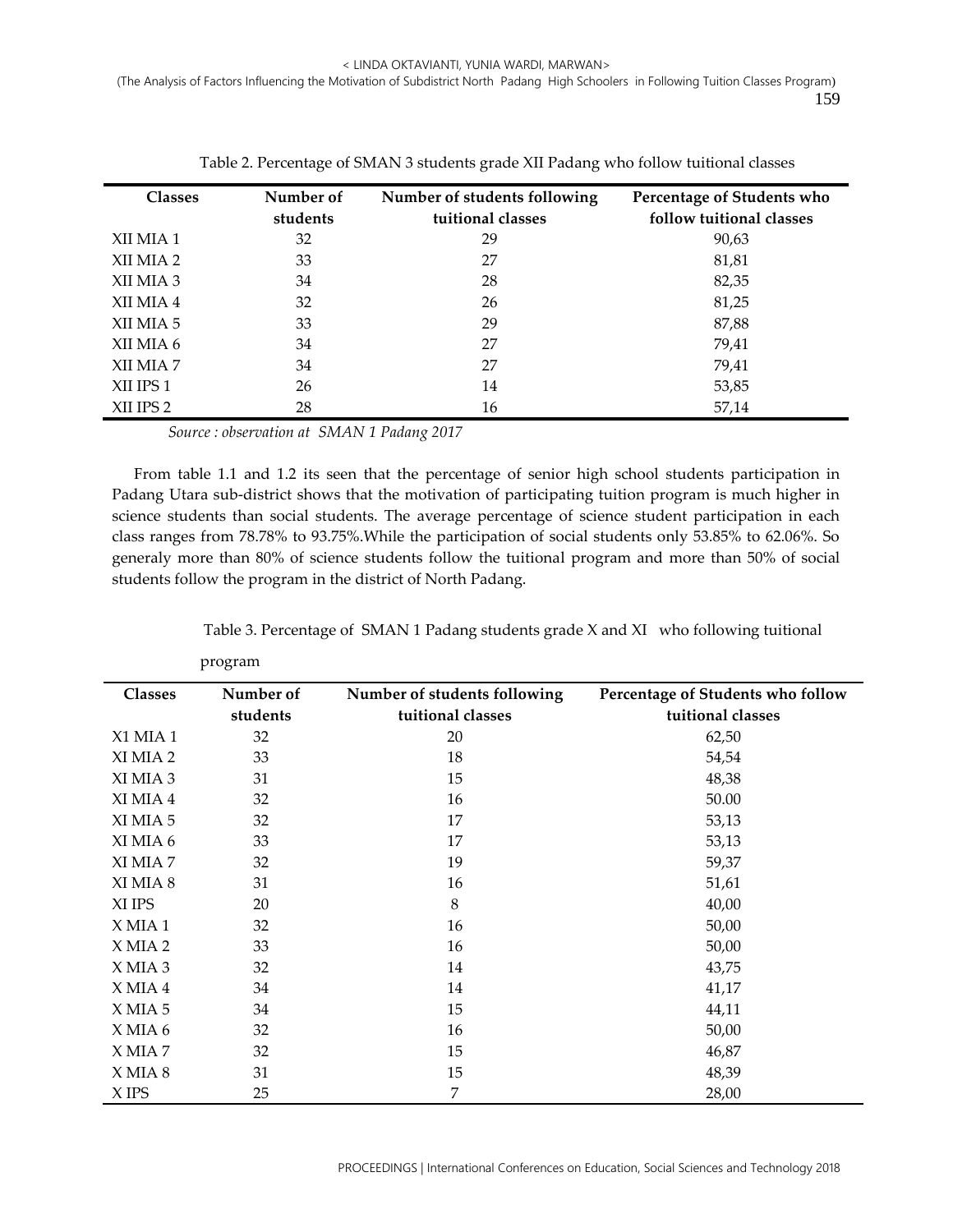Table 2. Percentage of SMAN 3 students grade XII Padang who follow tuitional classes

| Classes | Number of students | Number of students following tuitional classes | Percentage of Students who follow tuitional classes |
|---|---|---|---|
| XII MIA 1 | 32 | 29 | 90,63 |
| XII MIA 2 | 33 | 27 | 81,81 |
| XII MIA 3 | 34 | 28 | 82,35 |
| XII MIA 4 | 32 | 26 | 81,25 |
| XII MIA 5 | 33 | 29 | 87,88 |
| XII MIA 6 | 34 | 27 | 79,41 |
| XII MIA 7 | 34 | 27 | 79,41 |
| XII IPS 1 | 26 | 14 | 53,85 |
| XII IPS 2 | 28 | 16 | 57,14 |

*Source : observation at SMAN 1 Padang 2017*

From table 1.1 and 1.2 its seen that the percentage of senior high school students participation in Padang Utara sub-district shows that the motivation of participating tuition program is much higher in science students than social students. The average percentage of science student participation in each class ranges from 78.78% to 93.75%.While the participation of social students only 53.85% to 62.06%. So generaly more than 80% of science students follow the tuitional program and more than 50% of social students follow the program in the district of North Padang.

Table 3. Percentage of SMAN 1 Padang students grade X and XI who following tuitional program

| Classes | Number of students | Number of students following tuitional classes | Percentage of Students who follow tuitional classes |
|---|---|---|---|
| X1 MIA 1 | 32 | 20 | 62,50 |
| XI MIA 2 | 33 | 18 | 54,54 |
| XI MIA 3 | 31 | 15 | 48,38 |
| XI MIA 4 | 32 | 16 | 50.00 |
| XI MIA 5 | 32 | 17 | 53,13 |
| XI MIA 6 | 33 | 17 | 53,13 |
| XI MIA 7 | 32 | 19 | 59,37 |
| XI MIA 8 | 31 | 16 | 51,61 |
| XI IPS | 20 | 8 | 40,00 |
| X MIA 1 | 32 | 16 | 50,00 |
| X MIA 2 | 33 | 16 | 50,00 |
| X MIA 3 | 32 | 14 | 43,75 |
| X MIA 4 | 34 | 14 | 41,17 |
| X MIA 5 | 34 | 15 | 44,11 |
| X MIA 6 | 32 | 16 | 50,00 |
| X MIA 7 | 32 | 15 | 46,87 |
| X MIA 8 | 31 | 15 | 48,39 |
| X IPS | 25 | 7 | 28,00 |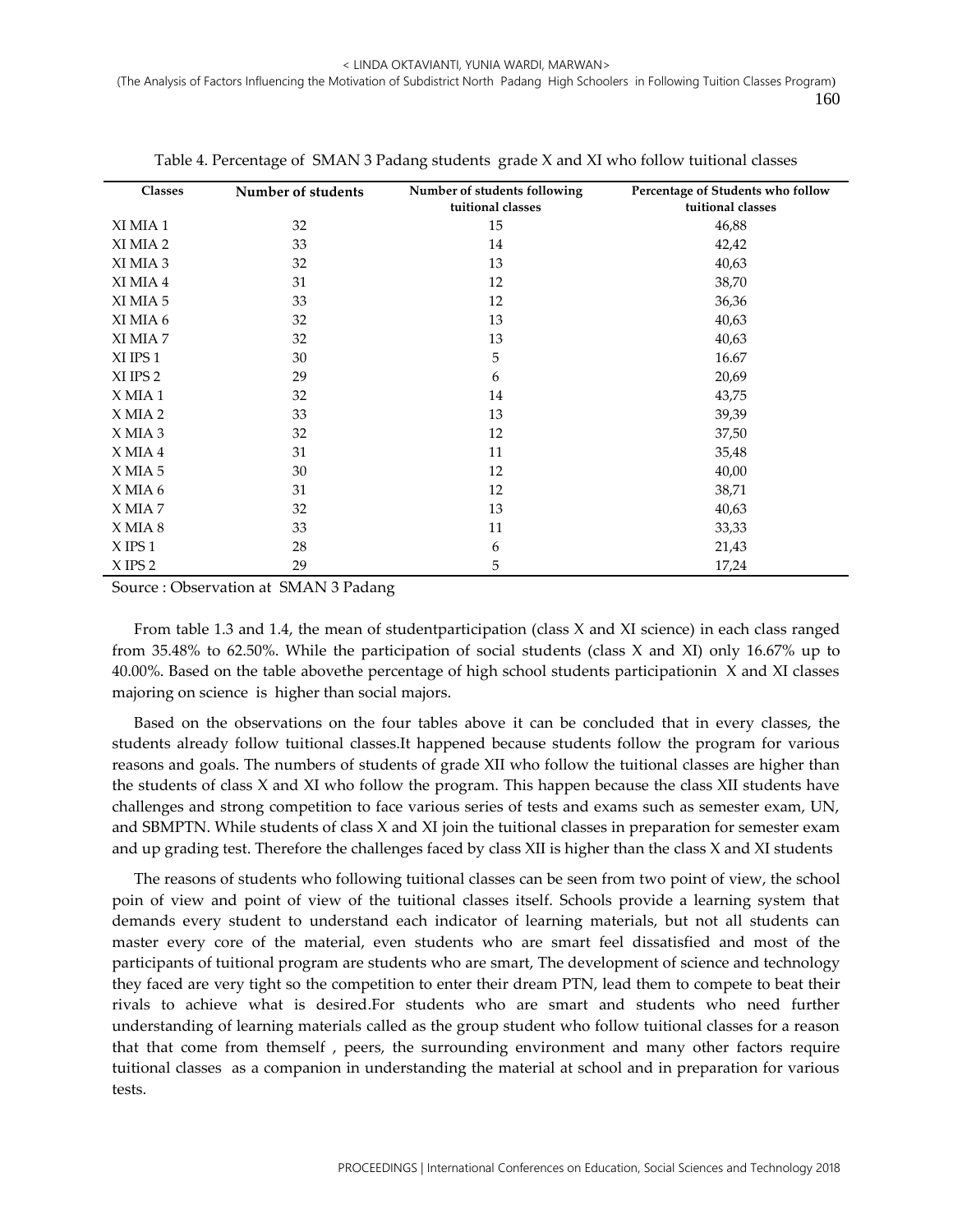Table 4. Percentage of SMAN 3 Padang students grade X and XI who follow tuitional classes

| Classes | Number of students | Number of students following tuitional classes | Percentage of Students who follow tuitional classes |
|---|---|---|---|
| XI MIA 1 | 32 | 15 | 46,88 |
| XI MIA 2 | 33 | 14 | 42,42 |
| XI MIA 3 | 32 | 13 | 40,63 |
| XI MIA 4 | 31 | 12 | 38,70 |
| XI MIA 5 | 33 | 12 | 36,36 |
| XI MIA 6 | 32 | 13 | 40,63 |
| XI MIA 7 | 32 | 13 | 40,63 |
| XI IPS 1 | 30 | 5 | 16.67 |
| XI IPS 2 | 29 | 6 | 20,69 |
| X MIA 1 | 32 | 14 | 43,75 |
| X MIA 2 | 33 | 13 | 39,39 |
| X MIA 3 | 32 | 12 | 37,50 |
| X MIA 4 | 31 | 11 | 35,48 |
| X MIA 5 | 30 | 12 | 40,00 |
| X MIA 6 | 31 | 12 | 38,71 |
| X MIA 7 | 32 | 13 | 40,63 |
| X MIA 8 | 33 | 11 | 33,33 |
| X IPS 1 | 28 | 6 | 21,43 |
| X IPS 2 | 29 | 5 | 17,24 |

Source : Observation at SMAN 3 Padang

From table 1.3 and 1.4, the mean of studentparticipation (class X and XI science) in each class ranged from 35.48% to 62.50%. While the participation of social students (class X and XI) only 16.67% up to 40.00%. Based on the table abovethe percentage of high school students participationin X and XI classes majoring on science is higher than social majors.

Based on the observations on the four tables above it can be concluded that in every classes, the students already follow tuitional classes.It happened because students follow the program for various reasons and goals. The numbers of students of grade XII who follow the tuitional classes are higher than the students of class X and XI who follow the program. This happen because the class XII students have challenges and strong competition to face various series of tests and exams such as semester exam, UN, and SBMPTN. While students of class X and XI join the tuitional classes in preparation for semester exam and up grading test. Therefore the challenges faced by class XII is higher than the class X and XI students

The reasons of students who following tuitional classes can be seen from two point of view, the school poin of view and point of view of the tuitional classes itself. Schools provide a learning system that demands every student to understand each indicator of learning materials, but not all students can master every core of the material, even students who are smart feel dissatisfied and most of the participants of tuitional program are students who are smart, The development of science and technology they faced are very tight so the competition to enter their dream PTN, lead them to compete to beat their rivals to achieve what is desired.For students who are smart and students who need further understanding of learning materials called as the group student who follow tuitional classes for a reason that that come from themself , peers, the surrounding environment and many other factors require tuitional classes as a companion in understanding the material at school and in preparation for various tests.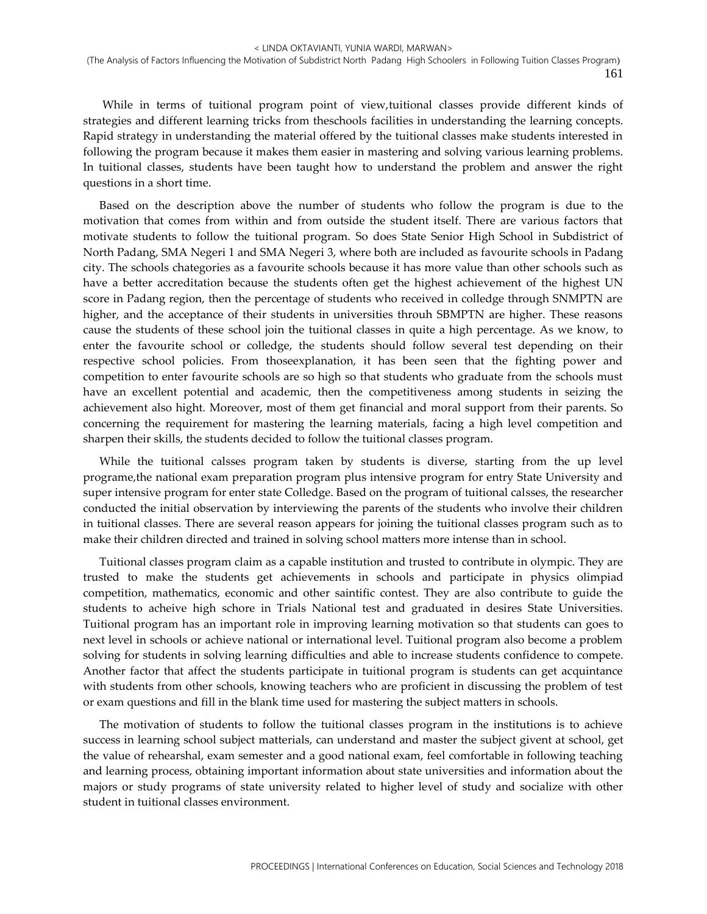While in terms of tuitional program point of view,tuitional classes provide different kinds of strategies and different learning tricks from theschools facilities in understanding the learning concepts. Rapid strategy in understanding the material offered by the tuitional classes make students interested in following the program because it makes them easier in mastering and solving various learning problems. In tuitional classes, students have been taught how to understand the problem and answer the right questions in a short time.

Based on the description above the number of students who follow the program is due to the motivation that comes from within and from outside the student itself. There are various factors that motivate students to follow the tuitional program. So does State Senior High School in Subdistrict of North Padang, SMA Negeri 1 and SMA Negeri 3, where both are included as favourite schools in Padang city. The schools chategories as a favourite schools because it has more value than other schools such as have a better accreditation because the students often get the highest achievement of the highest UN score in Padang region, then the percentage of students who received in colledge through SNMPTN are higher, and the acceptance of their students in universities throuh SBMPTN are higher. These reasons cause the students of these school join the tuitional classes in quite a high percentage. As we know, to enter the favourite school or colledge, the students should follow several test depending on their respective school policies. From thoseexplanation, it has been seen that the fighting power and competition to enter favourite schools are so high so that students who graduate from the schools must have an excellent potential and academic, then the competitiveness among students in seizing the achievement also hight. Moreover, most of them get financial and moral support from their parents. So concerning the requirement for mastering the learning materials, facing a high level competition and sharpen their skills, the students decided to follow the tuitional classes program.

While the tuitional calsses program taken by students is diverse, starting from the up level programe,the national exam preparation program plus intensive program for entry State University and super intensive program for enter state Colledge. Based on the program of tuitional calsses, the researcher conducted the initial observation by interviewing the parents of the students who involve their children in tuitional classes. There are several reason appears for joining the tuitional classes program such as to make their children directed and trained in solving school matters more intense than in school.

Tuitional classes program claim as a capable institution and trusted to contribute in olympic. They are trusted to make the students get achievements in schools and participate in physics olimpiad competition, mathematics, economic and other saintific contest. They are also contribute to guide the students to acheive high schore in Trials National test and graduated in desires State Universities. Tuitional program has an important role in improving learning motivation so that students can goes to next level in schools or achieve national or international level. Tuitional program also become a problem solving for students in solving learning difficulties and able to increase students confidence to compete. Another factor that affect the students participate in tuitional program is students can get acquintance with students from other schools, knowing teachers who are proficient in discussing the problem of test or exam questions and fill in the blank time used for mastering the subject matters in schools.

The motivation of students to follow the tuitional classes program in the institutions is to achieve success in learning school subject matterials, can understand and master the subject givent at school, get the value of rehearshal, exam semester and a good national exam, feel comfortable in following teaching and learning process, obtaining important information about state universities and information about the majors or study programs of state university related to higher level of study and socialize with other student in tuitional classes environment.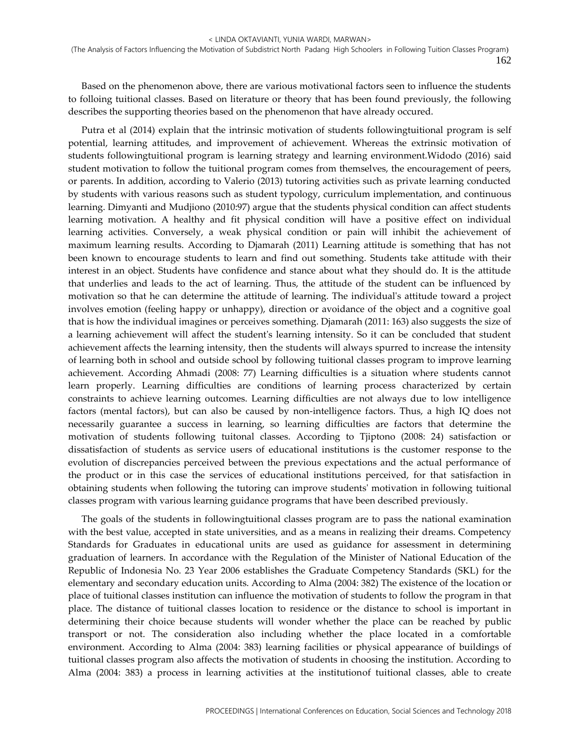Based on the phenomenon above, there are various motivational factors seen to influence the students to folloing tuitional classes. Based on literature or theory that has been found previously, the following describes the supporting theories based on the phenomenon that have already occured.

Putra et al (2014) explain that the intrinsic motivation of students followingtuitional program is self potential, learning attitudes, and improvement of achievement. Whereas the extrinsic motivation of students followingtuitional program is learning strategy and learning environment.Widodo (2016) said student motivation to follow the tuitional program comes from themselves, the encouragement of peers, or parents. In addition, according to Valerio (2013) tutoring activities such as private learning conducted by students with various reasons such as student typology, curriculum implementation, and continuous learning. Dimyanti and Mudjiono (2010:97) argue that the students physical condition can affect students learning motivation. A healthy and fit physical condition will have a positive effect on individual learning activities. Conversely, a weak physical condition or pain will inhibit the achievement of maximum learning results. According to Djamarah (2011) Learning attitude is something that has not been known to encourage students to learn and find out something. Students take attitude with their interest in an object. Students have confidence and stance about what they should do. It is the attitude that underlies and leads to the act of learning. Thus, the attitude of the student can be influenced by motivation so that he can determine the attitude of learning. The individual's attitude toward a project involves emotion (feeling happy or unhappy), direction or avoidance of the object and a cognitive goal that is how the individual imagines or perceives something. Djamarah (2011: 163) also suggests the size of a learning achievement will affect the student's learning intensity. So it can be concluded that student achievement affects the learning intensity, then the students will always spurred to increase the intensity of learning both in school and outside school by following tuitional classes program to improve learning achievement. According Ahmadi (2008: 77) Learning difficulties is a situation where students cannot learn properly. Learning difficulties are conditions of learning process characterized by certain constraints to achieve learning outcomes. Learning difficulties are not always due to low intelligence factors (mental factors), but can also be caused by non-intelligence factors. Thus, a high IQ does not necessarily guarantee a success in learning, so learning difficulties are factors that determine the motivation of students following tuitonal classes. According to Tjiptono (2008: 24) satisfaction or dissatisfaction of students as service users of educational institutions is the customer response to the evolution of discrepancies perceived between the previous expectations and the actual performance of the product or in this case the services of educational institutions perceived, for that satisfaction in obtaining students when following the tutoring can improve students' motivation in following tuitional classes program with various learning guidance programs that have been described previously.

The goals of the students in followingtuitional classes program are to pass the national examination with the best value, accepted in state universities, and as a means in realizing their dreams. Competency Standards for Graduates in educational units are used as guidance for assessment in determining graduation of learners. In accordance with the Regulation of the Minister of National Education of the Republic of Indonesia No. 23 Year 2006 establishes the Graduate Competency Standards (SKL) for the elementary and secondary education units. According to Alma (2004: 382) The existence of the location or place of tuitional classes institution can influence the motivation of students to follow the program in that place. The distance of tuitional classes location to residence or the distance to school is important in determining their choice because students will wonder whether the place can be reached by public transport or not. The consideration also including whether the place located in a comfortable environment. According to Alma (2004: 383) learning facilities or physical appearance of buildings of tuitional classes program also affects the motivation of students in choosing the institution. According to Alma (2004: 383) a process in learning activities at the institutionof tuitional classes, able to create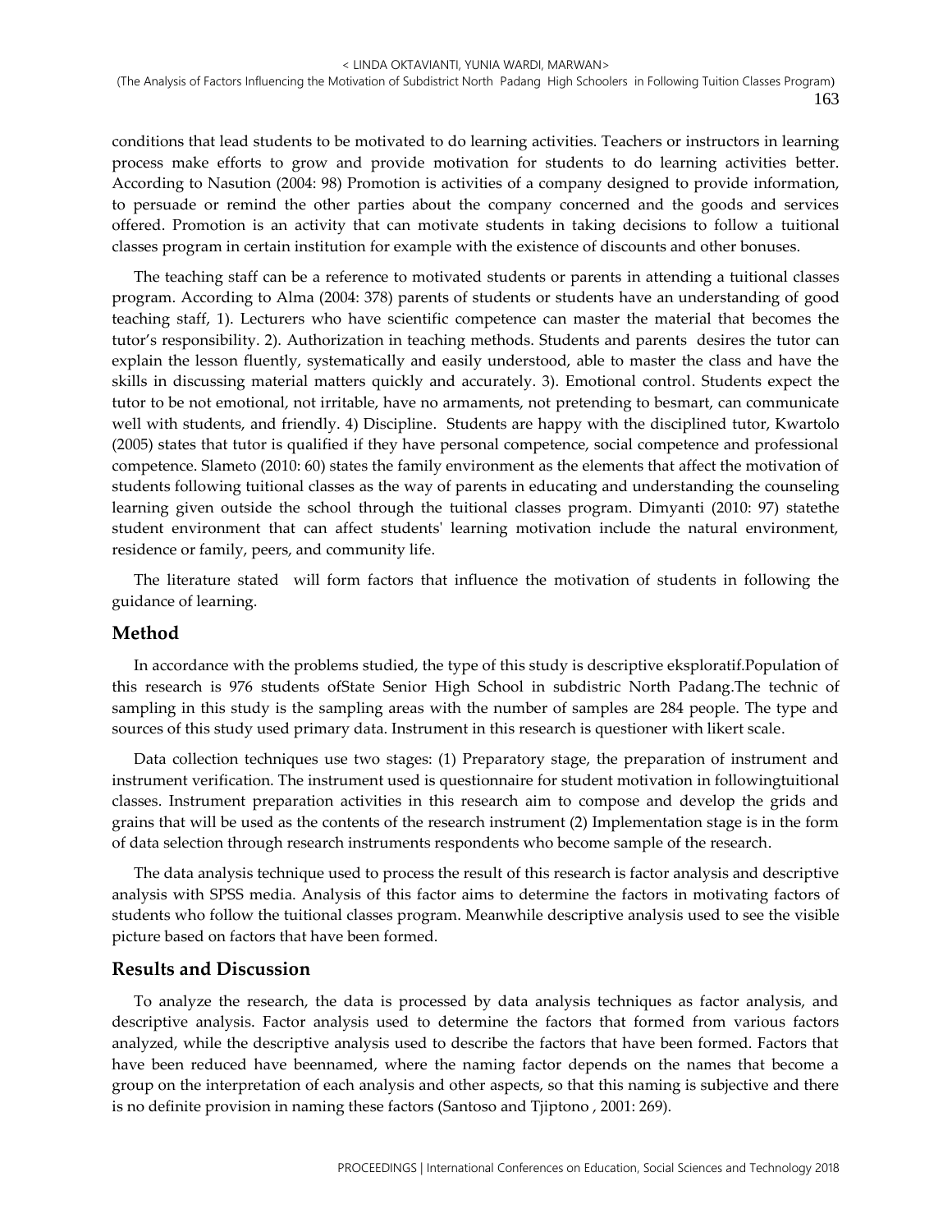conditions that lead students to be motivated to do learning activities. Teachers or instructors in learning process make efforts to grow and provide motivation for students to do learning activities better. According to Nasution (2004: 98) Promotion is activities of a company designed to provide information, to persuade or remind the other parties about the company concerned and the goods and services offered. Promotion is an activity that can motivate students in taking decisions to follow a tuitional classes program in certain institution for example with the existence of discounts and other bonuses.

The teaching staff can be a reference to motivated students or parents in attending a tuitional classes program. According to Alma (2004: 378) parents of students or students have an understanding of good teaching staff, 1). Lecturers who have scientific competence can master the material that becomes the tutor's responsibility. 2). Authorization in teaching methods. Students and parents desires the tutor can explain the lesson fluently, systematically and easily understood, able to master the class and have the skills in discussing material matters quickly and accurately. 3). Emotional control. Students expect the tutor to be not emotional, not irritable, have no armaments, not pretending to besmart, can communicate well with students, and friendly. 4) Discipline. Students are happy with the disciplined tutor, Kwartolo (2005) states that tutor is qualified if they have personal competence, social competence and professional competence. Slameto (2010: 60) states the family environment as the elements that affect the motivation of students following tuitional classes as the way of parents in educating and understanding the counseling learning given outside the school through the tuitional classes program. Dimyanti (2010: 97) statethe student environment that can affect students' learning motivation include the natural environment, residence or family, peers, and community life.

The literature stated will form factors that influence the motivation of students in following the guidance of learning.

## Method

In accordance with the problems studied, the type of this study is descriptive eksploratif.Population of this research is 976 students ofState Senior High School in subdistric North Padang.The technic of sampling in this study is the sampling areas with the number of samples are 284 people. The type and sources of this study used primary data. Instrument in this research is questioner with likert scale.

Data collection techniques use two stages: (1) Preparatory stage, the preparation of instrument and instrument verification. The instrument used is questionnaire for student motivation in followingtuitional classes. Instrument preparation activities in this research aim to compose and develop the grids and grains that will be used as the contents of the research instrument (2) Implementation stage is in the form of data selection through research instruments respondents who become sample of the research.

The data analysis technique used to process the result of this research is factor analysis and descriptive analysis with SPSS media. Analysis of this factor aims to determine the factors in motivating factors of students who follow the tuitional classes program. Meanwhile descriptive analysis used to see the visible picture based on factors that have been formed.

## Results and Discussion

To analyze the research, the data is processed by data analysis techniques as factor analysis, and descriptive analysis. Factor analysis used to determine the factors that formed from various factors analyzed, while the descriptive analysis used to describe the factors that have been formed. Factors that have been reduced have beennamed, where the naming factor depends on the names that become a group on the interpretation of each analysis and other aspects, so that this naming is subjective and there is no definite provision in naming these factors (Santoso and Tjiptono , 2001: 269).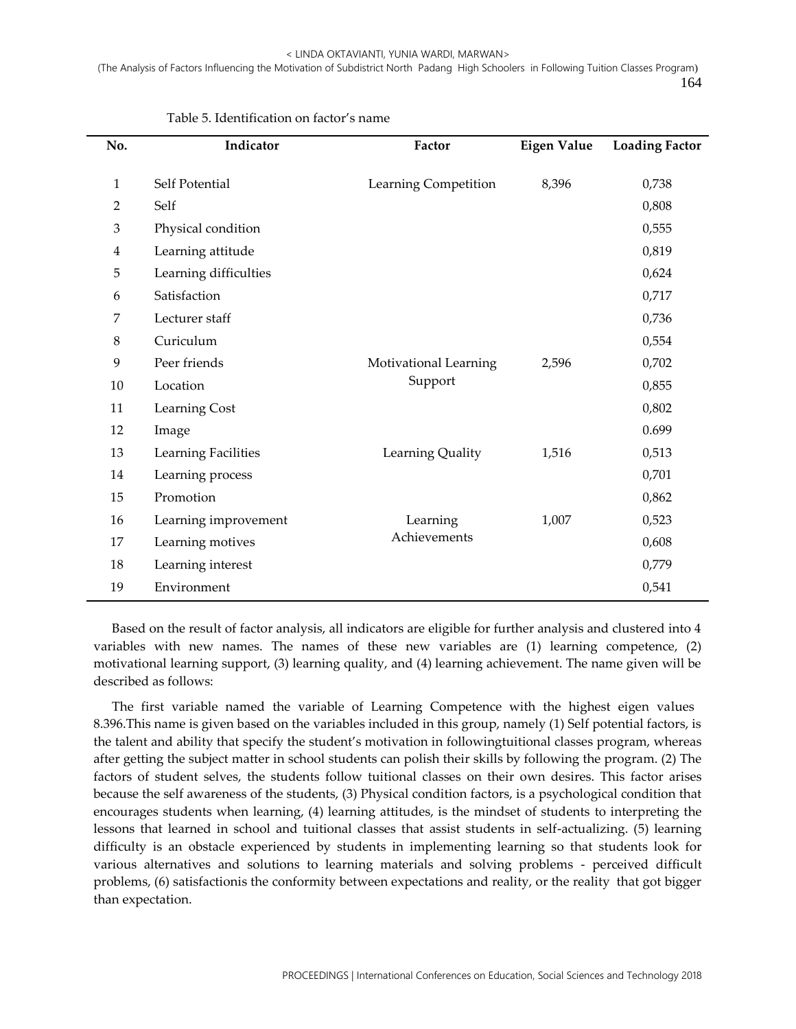Table 5. Identification on factor's name

| No. | Indicator | Factor | Eigen Value | Loading Factor |
|---|---|---|---|---|
| 1 | Self Potential | Learning Competition | 8,396 | 0,738 |
| 2 | Self | | | 0,808 |
| 3 | Physical condition | | | 0,555 |
| 4 | Learning attitude | | | 0,819 |
| 5 | Learning difficulties | | | 0,624 |
| 6 | Satisfaction | | | 0,717 |
| 7 | Lecturer staff | | | 0,736 |
| 8 | Curiculum | | | 0,554 |
| 9 | Peer friends | Motivational Learning Support | 2,596 | 0,702 |
| 10 | Location | | | 0,855 |
| 11 | Learning Cost | | | 0,802 |
| 12 | Image | | | 0.699 |
| 13 | Learning Facilities | Learning Quality | 1,516 | 0,513 |
| 14 | Learning process | | | 0,701 |
| 15 | Promotion | | | 0,862 |
| 16 | Learning improvement | Learning Achievements | 1,007 | 0,523 |
| 17 | Learning motives | | | 0,608 |
| 18 | Learning interest | | | 0,779 |
| 19 | Environment | | | 0,541 |

Based on the result of factor analysis, all indicators are eligible for further analysis and clustered into 4 variables with new names. The names of these new variables are (1) learning competence, (2) motivational learning support, (3) learning quality, and (4) learning achievement. The name given will be described as follows:

The first variable named the variable of Learning Competence with the highest eigen values 8.396.This name is given based on the variables included in this group, namely (1) Self potential factors, is the talent and ability that specify the student's motivation in followingtuitional classes program, whereas after getting the subject matter in school students can polish their skills by following the program. (2) The factors of student selves, the students follow tuitional classes on their own desires. This factor arises because the self awareness of the students, (3) Physical condition factors, is a psychological condition that encourages students when learning, (4) learning attitudes, is the mindset of students to interpreting the lessons that learned in school and tuitional classes that assist students in self-actualizing. (5) learning difficulty is an obstacle experienced by students in implementing learning so that students look for various alternatives and solutions to learning materials and solving problems - perceived difficult problems, (6) satisfactionis the conformity between expectations and reality, or the reality that got bigger than expectation.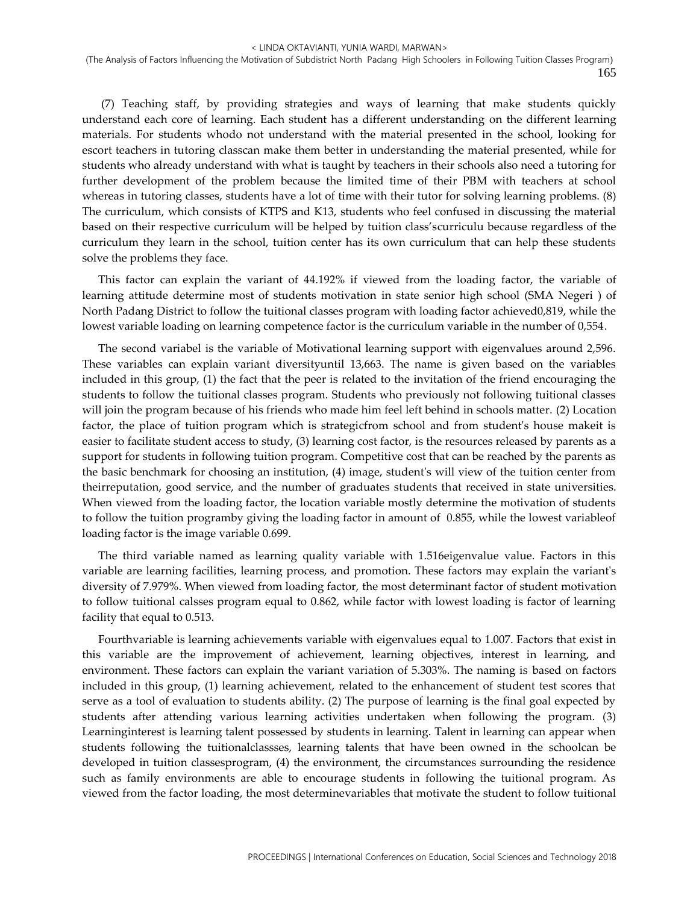(7) Teaching staff, by providing strategies and ways of learning that make students quickly understand each core of learning. Each student has a different understanding on the different learning materials. For students whodo not understand with the material presented in the school, looking for escort teachers in tutoring classcan make them better in understanding the material presented, while for students who already understand with what is taught by teachers in their schools also need a tutoring for further development of the problem because the limited time of their PBM with teachers at school whereas in tutoring classes, students have a lot of time with their tutor for solving learning problems. (8) The curriculum, which consists of KTPS and K13, students who feel confused in discussing the material based on their respective curriculum will be helped by tuition class'scurriculu because regardless of the curriculum they learn in the school, tuition center has its own curriculum that can help these students solve the problems they face.

This factor can explain the variant of 44.192% if viewed from the loading factor, the variable of learning attitude determine most of students motivation in state senior high school (SMA Negeri ) of North Padang District to follow the tuitional classes program with loading factor achieved0,819, while the lowest variable loading on learning competence factor is the curriculum variable in the number of 0,554.

The second variabel is the variable of Motivational learning support with eigenvalues around 2,596. These variables can explain variant diversityuntil 13,663. The name is given based on the variables included in this group, (1) the fact that the peer is related to the invitation of the friend encouraging the students to follow the tuitional classes program. Students who previously not following tuitional classes will join the program because of his friends who made him feel left behind in schools matter. (2) Location factor, the place of tuition program which is strategicfrom school and from student's house makeit is easier to facilitate student access to study, (3) learning cost factor, is the resources released by parents as a support for students in following tuition program. Competitive cost that can be reached by the parents as the basic benchmark for choosing an institution, (4) image, student's will view of the tuition center from theirreputation, good service, and the number of graduates students that received in state universities. When viewed from the loading factor, the location variable mostly determine the motivation of students to follow the tuition programby giving the loading factor in amount of 0.855, while the lowest variableof loading factor is the image variable 0.699.

The third variable named as learning quality variable with 1.516eigenvalue value. Factors in this variable are learning facilities, learning process, and promotion. These factors may explain the variant's diversity of 7.979%. When viewed from loading factor, the most determinant factor of student motivation to follow tuitional calsses program equal to 0.862, while factor with lowest loading is factor of learning facility that equal to 0.513.

Fourthvariable is learning achievements variable with eigenvalues equal to 1.007. Factors that exist in this variable are the improvement of achievement, learning objectives, interest in learning, and environment. These factors can explain the variant variation of 5.303%. The naming is based on factors included in this group, (1) learning achievement, related to the enhancement of student test scores that serve as a tool of evaluation to students ability. (2) The purpose of learning is the final goal expected by students after attending various learning activities undertaken when following the program. (3) Learninginterest is learning talent possessed by students in learning. Talent in learning can appear when students following the tuitionalclassses, learning talents that have been owned in the schoolcan be developed in tuition classesprogram, (4) the environment, the circumstances surrounding the residence such as family environments are able to encourage students in following the tuitional program. As viewed from the factor loading, the most determinevariables that motivate the student to follow tuitional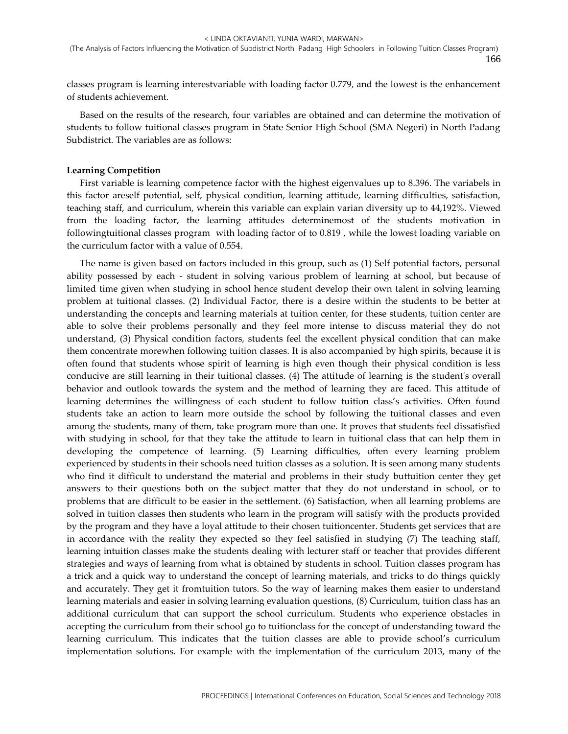classes program is learning interestvariable with loading factor 0.779, and the lowest is the enhancement of students achievement.

Based on the results of the research, four variables are obtained and can determine the motivation of students to follow tuitional classes program in State Senior High School (SMA Negeri) in North Padang Subdistrict. The variables are as follows:

**Learning Competition**

First variable is learning competence factor with the highest eigenvalues up to 8.396. The variabels in this factor areself potential, self, physical condition, learning attitude, learning difficulties, satisfaction, teaching staff, and curriculum, wherein this variable can explain varian diversity up to 44,192%. Viewed from the loading factor, the learning attitudes determinemost of the students motivation in followingtuitional classes program with loading factor of to 0.819 , while the lowest loading variable on the curriculum factor with a value of 0.554.

The name is given based on factors included in this group, such as (1) Self potential factors, personal ability possessed by each - student in solving various problem of learning at school, but because of limited time given when studying in school hence student develop their own talent in solving learning problem at tuitional classes. (2) Individual Factor, there is a desire within the students to be better at understanding the concepts and learning materials at tuition center, for these students, tuition center are able to solve their problems personally and they feel more intense to discuss material they do not understand, (3) Physical condition factors, students feel the excellent physical condition that can make them concentrate morewhen following tuition classes. It is also accompanied by high spirits, because it is often found that students whose spirit of learning is high even though their physical condition is less conducive are still learning in their tuitional classes. (4) The attitude of learning is the student's overall behavior and outlook towards the system and the method of learning they are faced. This attitude of learning determines the willingness of each student to follow tuition class's activities. Often found students take an action to learn more outside the school by following the tuitional classes and even among the students, many of them, take program more than one. It proves that students feel dissatisfied with studying in school, for that they take the attitude to learn in tuitional class that can help them in developing the competence of learning. (5) Learning difficulties, often every learning problem experienced by students in their schools need tuition classes as a solution. It is seen among many students who find it difficult to understand the material and problems in their study buttuition center they get answers to their questions both on the subject matter that they do not understand in school, or to problems that are difficult to be easier in the settlement. (6) Satisfaction, when all learning problems are solved in tuition classes then students who learn in the program will satisfy with the products provided by the program and they have a loyal attitude to their chosen tuitioncenter. Students get services that are in accordance with the reality they expected so they feel satisfied in studying (7) The teaching staff, learning intuition classes make the students dealing with lecturer staff or teacher that provides different strategies and ways of learning from what is obtained by students in school. Tuition classes program has a trick and a quick way to understand the concept of learning materials, and tricks to do things quickly and accurately. They get it fromtuition tutors. So the way of learning makes them easier to understand learning materials and easier in solving learning evaluation questions, (8) Curriculum, tuition class has an additional curriculum that can support the school curriculum. Students who experience obstacles in accepting the curriculum from their school go to tuitionclass for the concept of understanding toward the learning curriculum. This indicates that the tuition classes are able to provide school's curriculum implementation solutions. For example with the implementation of the curriculum 2013, many of the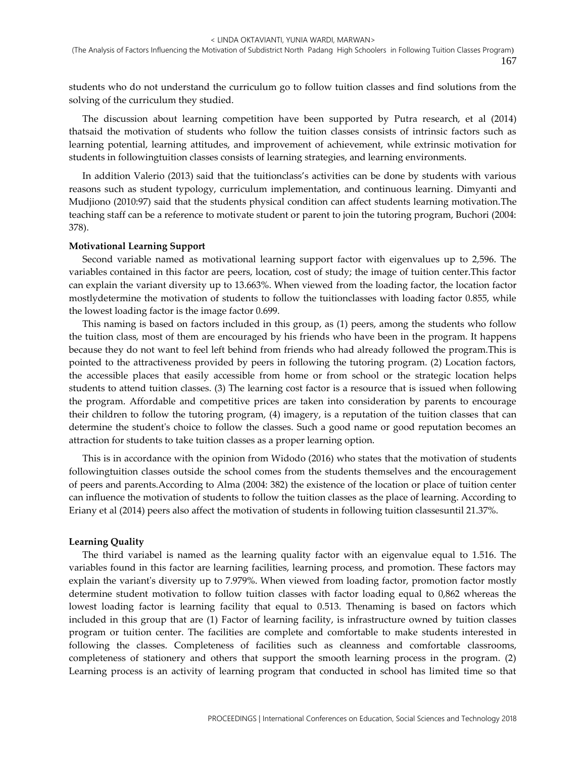students who do not understand the curriculum go to follow tuition classes and find solutions from the solving of the curriculum they studied.

The discussion about learning competition have been supported by Putra research, et al (2014) thatsaid the motivation of students who follow the tuition classes consists of intrinsic factors such as learning potential, learning attitudes, and improvement of achievement, while extrinsic motivation for students in followingtuition classes consists of learning strategies, and learning environments.

In addition Valerio (2013) said that the tuitionclass's activities can be done by students with various reasons such as student typology, curriculum implementation, and continuous learning. Dimyanti and Mudjiono (2010:97) said that the students physical condition can affect students learning motivation.The teaching staff can be a reference to motivate student or parent to join the tutoring program, Buchori (2004: 378).

**Motivational Learning Support**

Second variable named as motivational learning support factor with eigenvalues up to 2,596. The variables contained in this factor are peers, location, cost of study; the image of tuition center.This factor can explain the variant diversity up to 13.663%. When viewed from the loading factor, the location factor mostlydetermine the motivation of students to follow the tuitionclasses with loading factor 0.855, while the lowest loading factor is the image factor 0.699.

This naming is based on factors included in this group, as (1) peers, among the students who follow the tuition class, most of them are encouraged by his friends who have been in the program. It happens because they do not want to feel left behind from friends who had already followed the program.This is pointed to the attractiveness provided by peers in following the tutoring program. (2) Location factors, the accessible places that easily accessible from home or from school or the strategic location helps students to attend tuition classes. (3) The learning cost factor is a resource that is issued when following the program. Affordable and competitive prices are taken into consideration by parents to encourage their children to follow the tutoring program, (4) imagery, is a reputation of the tuition classes that can determine the student's choice to follow the classes. Such a good name or good reputation becomes an attraction for students to take tuition classes as a proper learning option.

This is in accordance with the opinion from Widodo (2016) who states that the motivation of students followingtuition classes outside the school comes from the students themselves and the encouragement of peers and parents.According to Alma (2004: 382) the existence of the location or place of tuition center can influence the motivation of students to follow the tuition classes as the place of learning. According to Eriany et al (2014) peers also affect the motivation of students in following tuition classesuntil 21.37%.

**Learning Quality**

The third variabel is named as the learning quality factor with an eigenvalue equal to 1.516. The variables found in this factor are learning facilities, learning process, and promotion. These factors may explain the variant's diversity up to 7.979%. When viewed from loading factor, promotion factor mostly determine student motivation to follow tuition classes with factor loading equal to 0,862 whereas the lowest loading factor is learning facility that equal to 0.513. Thenaming is based on factors which included in this group that are (1) Factor of learning facility, is infrastructure owned by tuition classes program or tuition center. The facilities are complete and comfortable to make students interested in following the classes. Completeness of facilities such as cleanness and comfortable classrooms, completeness of stationery and others that support the smooth learning process in the program. (2) Learning process is an activity of learning program that conducted in school has limited time so that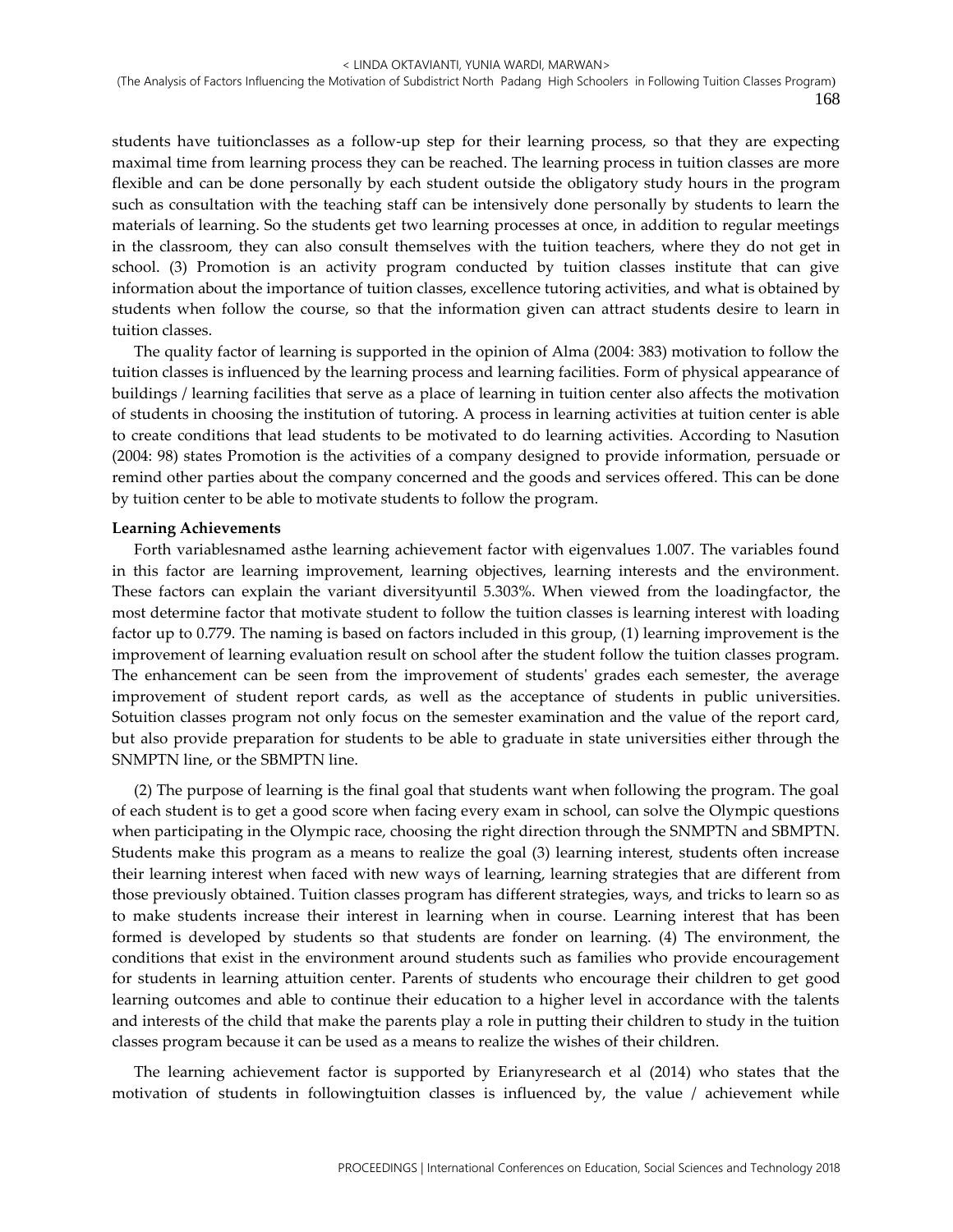students have tuitionclasses as a follow-up step for their learning process, so that they are expecting maximal time from learning process they can be reached. The learning process in tuition classes are more flexible and can be done personally by each student outside the obligatory study hours in the program such as consultation with the teaching staff can be intensively done personally by students to learn the materials of learning. So the students get two learning processes at once, in addition to regular meetings in the classroom, they can also consult themselves with the tuition teachers, where they do not get in school. (3) Promotion is an activity program conducted by tuition classes institute that can give information about the importance of tuition classes, excellence tutoring activities, and what is obtained by students when follow the course, so that the information given can attract students desire to learn in tuition classes.

The quality factor of learning is supported in the opinion of Alma (2004: 383) motivation to follow the tuition classes is influenced by the learning process and learning facilities. Form of physical appearance of buildings / learning facilities that serve as a place of learning in tuition center also affects the motivation of students in choosing the institution of tutoring. A process in learning activities at tuition center is able to create conditions that lead students to be motivated to do learning activities. According to Nasution (2004: 98) states Promotion is the activities of a company designed to provide information, persuade or remind other parties about the company concerned and the goods and services offered. This can be done by tuition center to be able to motivate students to follow the program.

**Learning Achievements**

Forth variablesnamed asthe learning achievement factor with eigenvalues 1.007. The variables found in this factor are learning improvement, learning objectives, learning interests and the environment. These factors can explain the variant diversityuntil 5.303%. When viewed from the loadingfactor, the most determine factor that motivate student to follow the tuition classes is learning interest with loading factor up to 0.779. The naming is based on factors included in this group, (1) learning improvement is the improvement of learning evaluation result on school after the student follow the tuition classes program. The enhancement can be seen from the improvement of students' grades each semester, the average improvement of student report cards, as well as the acceptance of students in public universities. Sotuition classes program not only focus on the semester examination and the value of the report card, but also provide preparation for students to be able to graduate in state universities either through the SNMPTN line, or the SBMPTN line.

(2) The purpose of learning is the final goal that students want when following the program. The goal of each student is to get a good score when facing every exam in school, can solve the Olympic questions when participating in the Olympic race, choosing the right direction through the SNMPTN and SBMPTN. Students make this program as a means to realize the goal (3) learning interest, students often increase their learning interest when faced with new ways of learning, learning strategies that are different from those previously obtained. Tuition classes program has different strategies, ways, and tricks to learn so as to make students increase their interest in learning when in course. Learning interest that has been formed is developed by students so that students are fonder on learning. (4) The environment, the conditions that exist in the environment around students such as families who provide encouragement for students in learning attuition center. Parents of students who encourage their children to get good learning outcomes and able to continue their education to a higher level in accordance with the talents and interests of the child that make the parents play a role in putting their children to study in the tuition classes program because it can be used as a means to realize the wishes of their children.

The learning achievement factor is supported by Erianyresearch et al (2014) who states that the motivation of students in followingtuition classes is influenced by, the value / achievement while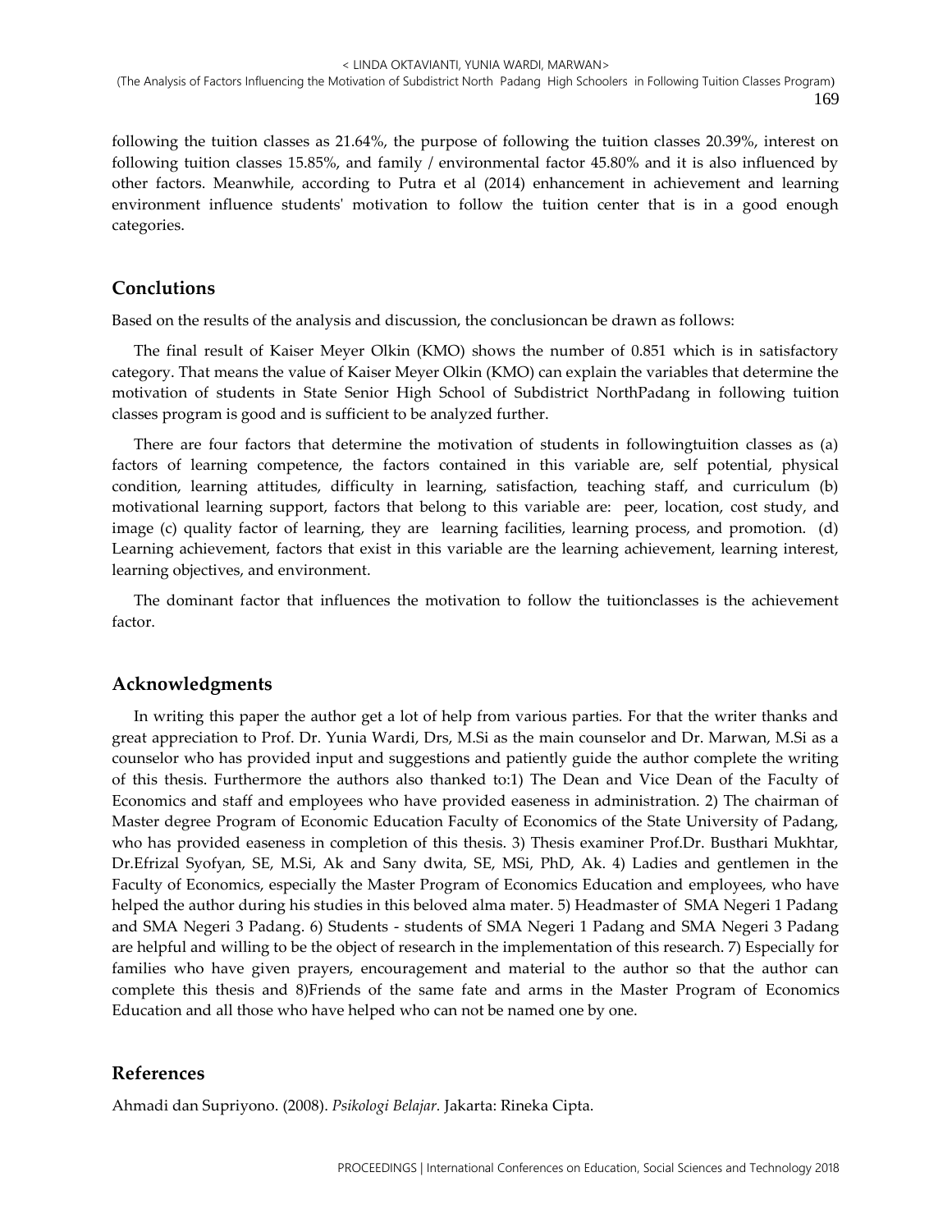following the tuition classes as 21.64%, the purpose of following the tuition classes 20.39%, interest on following tuition classes 15.85%, and family / environmental factor 45.80% and it is also influenced by other factors. Meanwhile, according to Putra et al (2014) enhancement in achievement and learning environment influence students' motivation to follow the tuition center that is in a good enough categories.

## Conclutions

Based on the results of the analysis and discussion, the conclusioncan be drawn as follows:

The final result of Kaiser Meyer Olkin (KMO) shows the number of 0.851 which is in satisfactory category. That means the value of Kaiser Meyer Olkin (KMO) can explain the variables that determine the motivation of students in State Senior High School of Subdistrict NorthPadang in following tuition classes program is good and is sufficient to be analyzed further.

There are four factors that determine the motivation of students in followingtuition classes as (a) factors of learning competence, the factors contained in this variable are, self potential, physical condition, learning attitudes, difficulty in learning, satisfaction, teaching staff, and curriculum (b) motivational learning support, factors that belong to this variable are: peer, location, cost study, and image (c) quality factor of learning, they are learning facilities, learning process, and promotion. (d) Learning achievement, factors that exist in this variable are the learning achievement, learning interest, learning objectives, and environment.

The dominant factor that influences the motivation to follow the tuitionclasses is the achievement factor.

## Acknowledgments

In writing this paper the author get a lot of help from various parties. For that the writer thanks and great appreciation to Prof. Dr. Yunia Wardi, Drs, M.Si as the main counselor and Dr. Marwan, M.Si as a counselor who has provided input and suggestions and patiently guide the author complete the writing of this thesis. Furthermore the authors also thanked to:1) The Dean and Vice Dean of the Faculty of Economics and staff and employees who have provided easeness in administration. 2) The chairman of Master degree Program of Economic Education Faculty of Economics of the State University of Padang, who has provided easeness in completion of this thesis. 3) Thesis examiner Prof.Dr. Busthari Mukhtar, Dr.Efrizal Syofyan, SE, M.Si, Ak and Sany dwita, SE, MSi, PhD, Ak. 4) Ladies and gentlemen in the Faculty of Economics, especially the Master Program of Economics Education and employees, who have helped the author during his studies in this beloved alma mater. 5) Headmaster of SMA Negeri 1 Padang and SMA Negeri 3 Padang. 6) Students - students of SMA Negeri 1 Padang and SMA Negeri 3 Padang are helpful and willing to be the object of research in the implementation of this research. 7) Especially for families who have given prayers, encouragement and material to the author so that the author can complete this thesis and 8)Friends of the same fate and arms in the Master Program of Economics Education and all those who have helped who can not be named one by one.

## References

Ahmadi dan Supriyono. (2008). *Psikologi Belajar.* Jakarta: Rineka Cipta.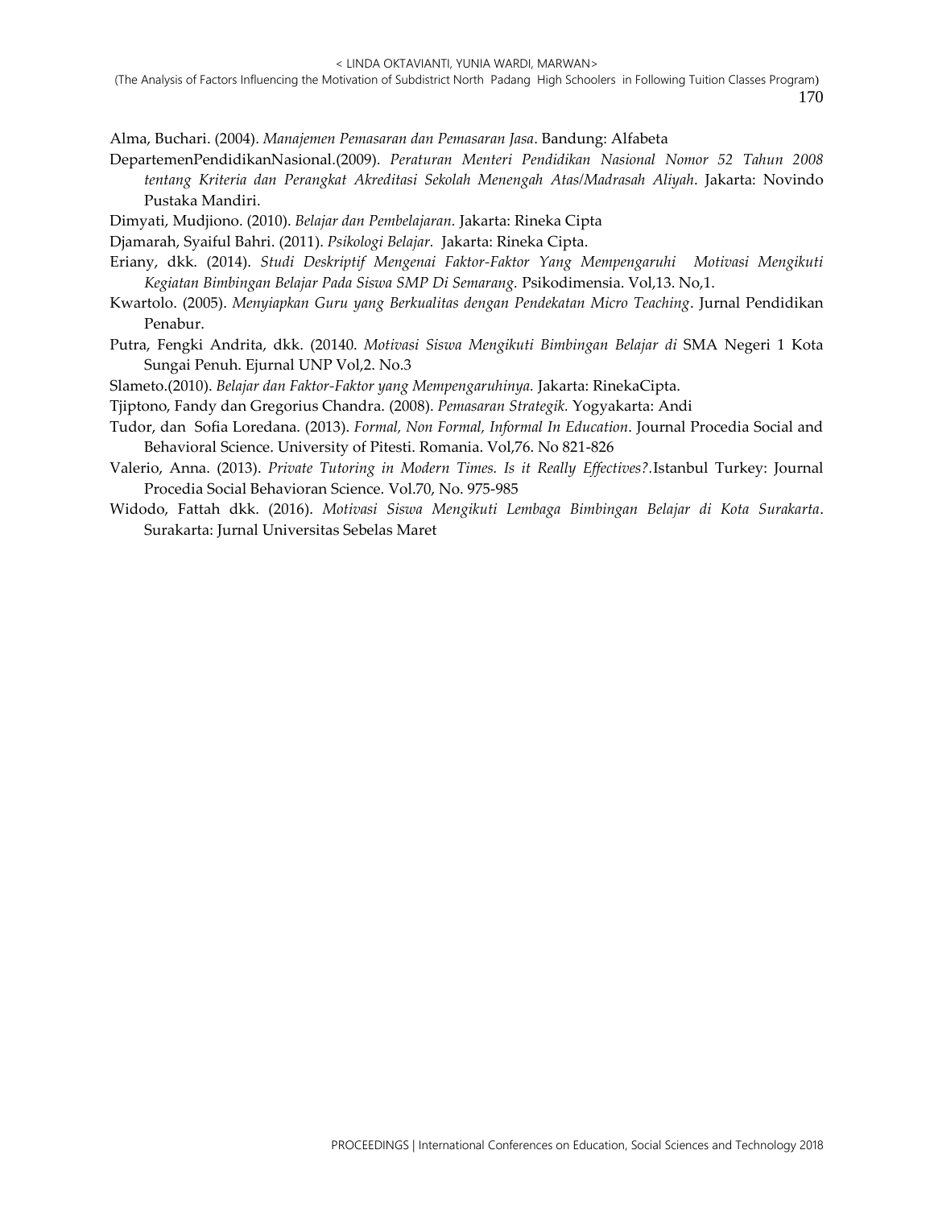Alma, Buchari. (2004). *Manajemen Pemasaran dan Pemasaran Jasa*. Bandung: Alfabeta

DepartemenPendidikanNasional.(2009). *Peraturan Menteri Pendidikan Nasional Nomor 52 Tahun 2008 tentang Kriteria dan Perangkat Akreditasi Sekolah Menengah Atas/Madrasah Aliyah*. Jakarta: Novindo Pustaka Mandiri.

Dimyati, Mudjiono. (2010). *Belajar dan Pembelajaran.* Jakarta: Rineka Cipta

Djamarah, Syaiful Bahri. (2011). *Psikologi Belajar.* Jakarta: Rineka Cipta.

Eriany, dkk. (2014). *Studi Deskriptif Mengenai Faktor-Faktor Yang Mempengaruhi Motivasi Mengikuti Kegiatan Bimbingan Belajar Pada Siswa SMP Di Semarang.* Psikodimensia. Vol,13. No,1.

Kwartolo. (2005). *Menyiapkan Guru yang Berkualitas dengan Pendekatan Micro Teaching*. Jurnal Pendidikan Penabur.

Putra, Fengki Andrita, dkk. (20140. *Motivasi Siswa Mengikuti Bimbingan Belajar di* SMA Negeri 1 Kota Sungai Penuh. Ejurnal UNP Vol,2. No.3

Slameto.(2010). *Belajar dan Faktor-Faktor yang Mempengaruhinya.* Jakarta: RinekaCipta.

Tjiptono, Fandy dan Gregorius Chandra. (2008). *Pemasaran Strategik.* Yogyakarta: Andi

Tudor, dan Sofia Loredana. (2013). *Formal, Non Formal, Informal In Education*. Journal Procedia Social and Behavioral Science. University of Pitesti. Romania. Vol,76. No 821-826

Valerio, Anna. (2013). *Private Tutoring in Modern Times. Is it Really Effectives?.*Istanbul Turkey: Journal Procedia Social Behavioran Science. Vol.70, No. 975-985

Widodo, Fattah dkk. (2016). *Motivasi Siswa Mengikuti Lembaga Bimbingan Belajar di Kota Surakarta*. Surakarta: Jurnal Universitas Sebelas Maret